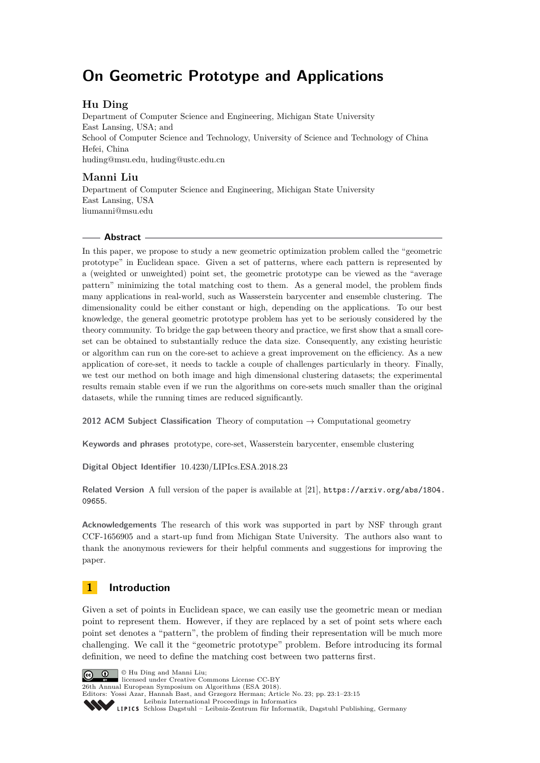# On Geometric Prototype and Applications

## Hu Ding

Department of Computer Science and Engineering, Michigan State University
East Lansing, USA; and
School of Computer Science and Technology, University of Science and Technology of China
Hefei, China
huding@msu.edu, huding@ustc.edu.cn

## Manni Liu

Department of Computer Science and Engineering, Michigan State University
East Lansing, USA
liumanni@msu.edu

## Abstract

In this paper, we propose to study a new geometric optimization problem called the "geometric prototype" in Euclidean space. Given a set of patterns, where each pattern is represented by a (weighted or unweighted) point set, the geometric prototype can be viewed as the "average pattern" minimizing the total matching cost to them. As a general model, the problem finds many applications in real-world, such as Wasserstein barycenter and ensemble clustering. The dimensionality could be either constant or high, depending on the applications. To our best knowledge, the general geometric prototype problem has yet to be seriously considered by the theory community. To bridge the gap between theory and practice, we first show that a small core-set can be obtained to substantially reduce the data size. Consequently, any existing heuristic or algorithm can run on the core-set to achieve a great improvement on the efficiency. As a new application of core-set, it needs to tackle a couple of challenges particularly in theory. Finally, we test our method on both image and high dimensional clustering datasets; the experimental results remain stable even if we run the algorithms on core-sets much smaller than the original datasets, while the running times are reduced significantly.

**2012 ACM Subject Classification** Theory of computation → Computational geometry

**Keywords and phrases** prototype, core-set, Wasserstein barycenter, ensemble clustering

**Digital Object Identifier** 10.4230/LIPIcs.ESA.2018.23

**Related Version** A full version of the paper is available at [21], https://arxiv.org/abs/1804.09655.

**Acknowledgements** The research of this work was supported in part by NSF through grant CCF-1656905 and a start-up fund from Michigan State University. The authors also want to thank the anonymous reviewers for their helpful comments and suggestions for improving the paper.

## 1 Introduction

Given a set of points in Euclidean space, we can easily use the geometric mean or median point to represent them. However, if they are replaced by a set of point sets where each point set denotes a "pattern", the problem of finding their representation will be much more challenging. We call it the "geometric prototype" problem. Before introducing its formal definition, we need to define the matching cost between two patterns first.

© Hu Ding and Manni Liu;
licensed under Creative Commons License CC-BY
26th Annual European Symposium on Algorithms (ESA 2018).
Editors: Yossi Azar, Hannah Bast, and Grzegorz Herman; Article No. 23; pp. 23:1–23:15
Leibniz International Proceedings in Informatics
LIPICS Schloss Dagstuhl – Leibniz-Zentrum für Informatik, Dagstuhl Publishing, Germany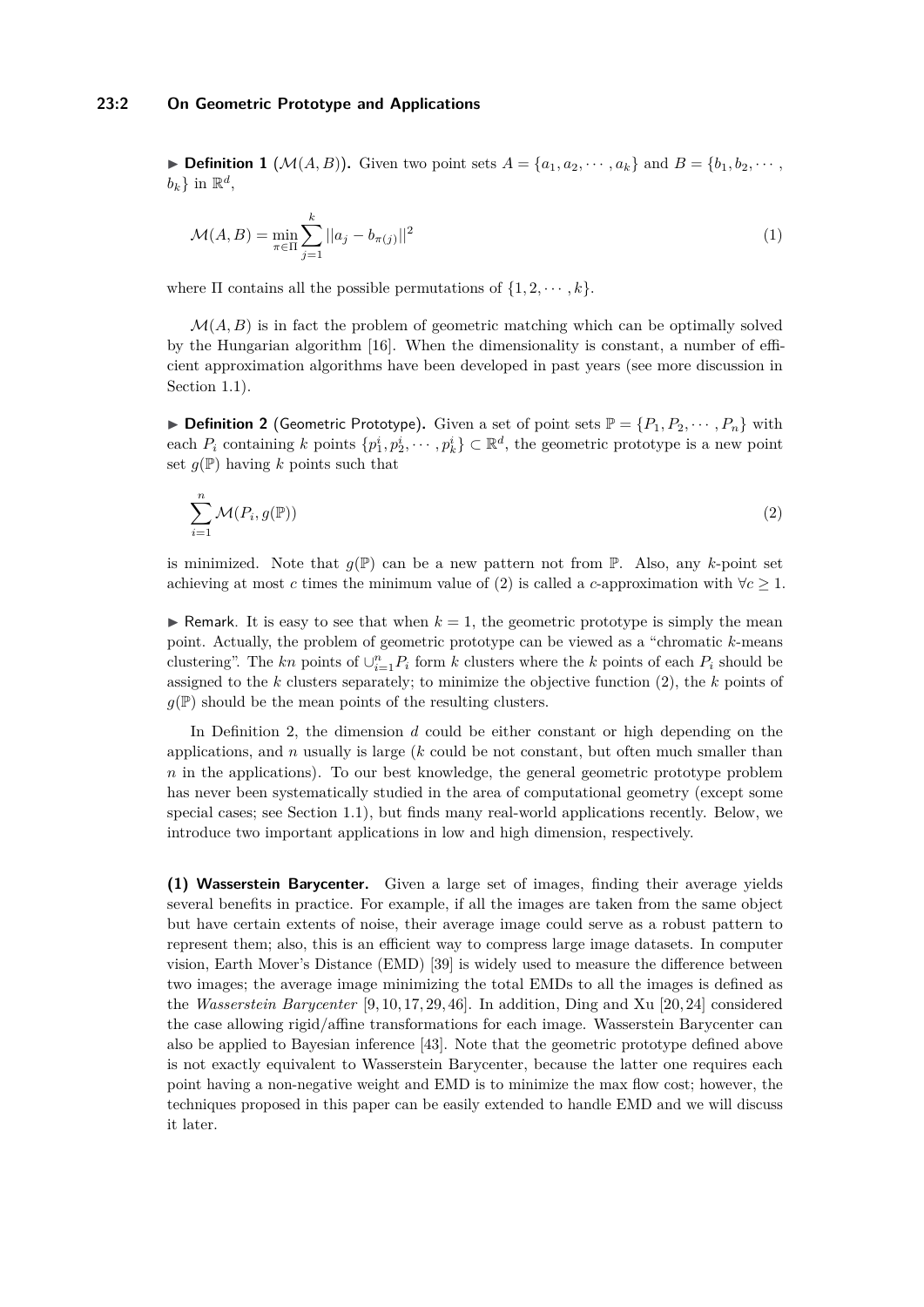▶ **Definition 1** ($\mathcal{M}(A, B)$)**.** Given two point sets $A = \{a_1, a_2, \cdots, a_k\}$ and $B = \{b_1, b_2, \cdots, b_k\}$ in $\mathbb{R}^d$,

$$\mathcal{M}(A, B) = \min_{\pi \in \Pi} \sum_{j=1}^{k} ||a_j - b_{\pi(j)}||^2 \tag{1}$$

where $\Pi$ contains all the possible permutations of $\{1, 2, \cdots, k\}$.

$\mathcal{M}(A, B)$ is in fact the problem of geometric matching which can be optimally solved by the Hungarian algorithm [16]. When the dimensionality is constant, a number of efficient approximation algorithms have been developed in past years (see more discussion in Section 1.1).

▶ **Definition 2** (Geometric Prototype)**.** Given a set of point sets $\mathbb{P} = \{P_1, P_2, \cdots, P_n\}$ with each $P_i$ containing $k$ points $\{p^i_1, p^i_2, \cdots, p^i_k\} \subset \mathbb{R}^d$, the geometric prototype is a new point set $g(\mathbb{P})$ having $k$ points such that

$$\sum_{i=1}^{n} \mathcal{M}(P_i, g(\mathbb{P})) \tag{2}$$

is minimized. Note that $g(\mathbb{P})$ can be a new pattern not from $\mathbb{P}$. Also, any $k$-point set achieving at most $c$ times the minimum value of (2) is called a $c$-approximation with $\forall c \geq 1$.

▶ Remark. It is easy to see that when $k = 1$, the geometric prototype is simply the mean point. Actually, the problem of geometric prototype can be viewed as a "chromatic $k$-means clustering". The $kn$ points of $\cup_{i=1}^{n} P_i$ form $k$ clusters where the $k$ points of each $P_i$ should be assigned to the $k$ clusters separately; to minimize the objective function (2), the $k$ points of $g(\mathbb{P})$ should be the mean points of the resulting clusters.

In Definition 2, the dimension $d$ could be either constant or high depending on the applications, and $n$ usually is large ($k$ could be not constant, but often much smaller than $n$ in the applications). To our best knowledge, the general geometric prototype problem has never been systematically studied in the area of computational geometry (except some special cases; see Section 1.1), but finds many real-world applications recently. Below, we introduce two important applications in low and high dimension, respectively.

**(1) Wasserstein Barycenter.** Given a large set of images, finding their average yields several benefits in practice. For example, if all the images are taken from the same object but have certain extents of noise, their average image could serve as a robust pattern to represent them; also, this is an efficient way to compress large image datasets. In computer vision, Earth Mover's Distance (EMD) [39] is widely used to measure the difference between two images; the average image minimizing the total EMDs to all the images is defined as the *Wasserstein Barycenter* [9, 10, 17, 29, 46]. In addition, Ding and Xu [20, 24] considered the case allowing rigid/affine transformations for each image. Wasserstein Barycenter can also be applied to Bayesian inference [43]. Note that the geometric prototype defined above is not exactly equivalent to Wasserstein Barycenter, because the latter one requires each point having a non-negative weight and EMD is to minimize the max flow cost; however, the techniques proposed in this paper can be easily extended to handle EMD and we will discuss it later.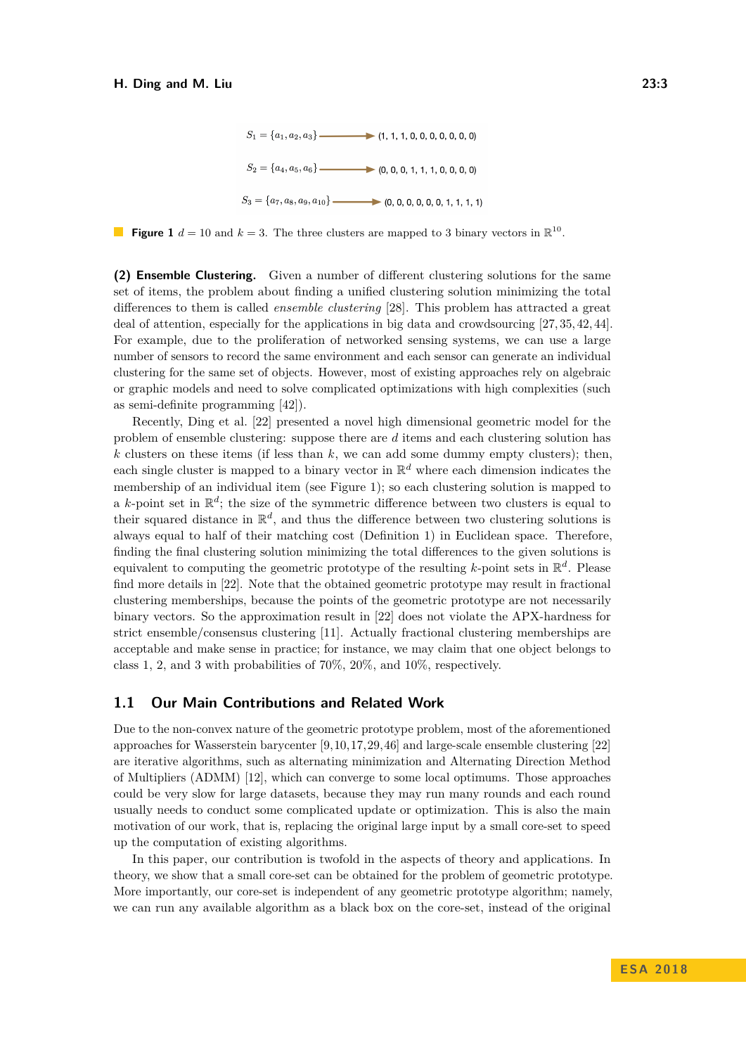$S_1 = \{a_1, a_2, a_3\} \longrightarrow (1, 1, 1, 0, 0, 0, 0, 0, 0, 0)$

$S_2 = \{a_4, a_5, a_6\} \longrightarrow (0, 0, 0, 1, 1, 1, 0, 0, 0, 0)$

$S_3 = \{a_7, a_8, a_9, a_{10}\} \longrightarrow (0, 0, 0, 0, 0, 0, 1, 1, 1, 1)$

**Figure 1** $d = 10$ and $k = 3$. The three clusters are mapped to 3 binary vectors in $\mathbb{R}^{10}$.

**(2) Ensemble Clustering.** Given a number of different clustering solutions for the same set of items, the problem about finding a unified clustering solution minimizing the total differences to them is called *ensemble clustering* [28]. This problem has attracted a great deal of attention, especially for the applications in big data and crowdsourcing [27, 35, 42, 44]. For example, due to the proliferation of networked sensing systems, we can use a large number of sensors to record the same environment and each sensor can generate an individual clustering for the same set of objects. However, most of existing approaches rely on algebraic or graphic models and need to solve complicated optimizations with high complexities (such as semi-definite programming [42]).

Recently, Ding et al. [22] presented a novel high dimensional geometric model for the problem of ensemble clustering: suppose there are $d$ items and each clustering solution has $k$ clusters on these items (if less than $k$, we can add some dummy empty clusters); then, each single cluster is mapped to a binary vector in $\mathbb{R}^d$ where each dimension indicates the membership of an individual item (see Figure 1); so each clustering solution is mapped to a $k$-point set in $\mathbb{R}^d$; the size of the symmetric difference between two clusters is equal to their squared distance in $\mathbb{R}^d$, and thus the difference between two clustering solutions is always equal to half of their matching cost (Definition 1) in Euclidean space. Therefore, finding the final clustering solution minimizing the total differences to the given solutions is equivalent to computing the geometric prototype of the resulting $k$-point sets in $\mathbb{R}^d$. Please find more details in [22]. Note that the obtained geometric prototype may result in fractional clustering memberships, because the points of the geometric prototype are not necessarily binary vectors. So the approximation result in [22] does not violate the APX-hardness for strict ensemble/consensus clustering [11]. Actually fractional clustering memberships are acceptable and make sense in practice; for instance, we may claim that one object belongs to class 1, 2, and 3 with probabilities of 70%, 20%, and 10%, respectively.

## 1.1 Our Main Contributions and Related Work

Due to the non-convex nature of the geometric prototype problem, most of the aforementioned approaches for Wasserstein barycenter [9, 10, 17, 29, 46] and large-scale ensemble clustering [22] are iterative algorithms, such as alternating minimization and Alternating Direction Method of Multipliers (ADMM) [12], which can converge to some local optimums. Those approaches could be very slow for large datasets, because they may run many rounds and each round usually needs to conduct some complicated update or optimization. This is also the main motivation of our work, that is, replacing the original large input by a small core-set to speed up the computation of existing algorithms.

In this paper, our contribution is twofold in the aspects of theory and applications. In theory, we show that a small core-set can be obtained for the problem of geometric prototype. More importantly, our core-set is independent of any geometric prototype algorithm; namely, we can run any available algorithm as a black box on the core-set, instead of the original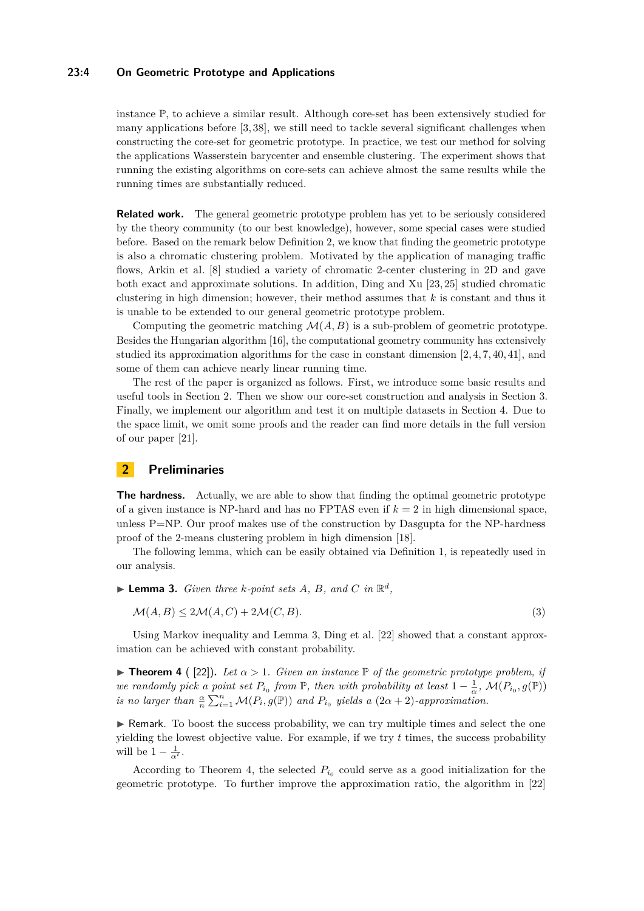instance $\mathbb{P}$, to achieve a similar result. Although core-set has been extensively studied for many applications before [3, 38], we still need to tackle several significant challenges when constructing the core-set for geometric prototype. In practice, we test our method for solving the applications Wasserstein barycenter and ensemble clustering. The experiment shows that running the existing algorithms on core-sets can achieve almost the same results while the running times are substantially reduced.

**Related work.** The general geometric prototype problem has yet to be seriously considered by the theory community (to our best knowledge), however, some special cases were studied before. Based on the remark below Definition 2, we know that finding the geometric prototype is also a chromatic clustering problem. Motivated by the application of managing traffic flows, Arkin et al. [8] studied a variety of chromatic 2-center clustering in 2D and gave both exact and approximate solutions. In addition, Ding and Xu [23, 25] studied chromatic clustering in high dimension; however, their method assumes that $k$ is constant and thus it is unable to be extended to our general geometric prototype problem.

Computing the geometric matching $\mathcal{M}(A, B)$ is a sub-problem of geometric prototype. Besides the Hungarian algorithm [16], the computational geometry community has extensively studied its approximation algorithms for the case in constant dimension [2, 4, 7, 40, 41], and some of them can achieve nearly linear running time.

The rest of the paper is organized as follows. First, we introduce some basic results and useful tools in Section 2. Then we show our core-set construction and analysis in Section 3. Finally, we implement our algorithm and test it on multiple datasets in Section 4. Due to the space limit, we omit some proofs and the reader can find more details in the full version of our paper [21].

## 2 Preliminaries

**The hardness.** Actually, we are able to show that finding the optimal geometric prototype of a given instance is NP-hard and has no FPTAS even if $k = 2$ in high dimensional space, unless P=NP. Our proof makes use of the construction by Dasgupta for the NP-hardness proof of the 2-means clustering problem in high dimension [18].

The following lemma, which can be easily obtained via Definition 1, is repeatedly used in our analysis.

▶ **Lemma 3.** *Given three $k$-point sets $A$, $B$, and $C$ in $\mathbb{R}^d$,*

$$\mathcal{M}(A, B) \leq 2\mathcal{M}(A, C) + 2\mathcal{M}(C, B). \tag{3}$$

Using Markov inequality and Lemma 3, Ding et al. [22] showed that a constant approximation can be achieved with constant probability.

▶ **Theorem 4** ([22]). *Let $\alpha > 1$. Given an instance $\mathbb{P}$ of the geometric prototype problem, if we randomly pick a point set $P_{i_0}$ from $\mathbb{P}$, then with probability at least $1 - \frac{1}{\alpha}$, $\mathcal{M}(P_{i_0}, g(\mathbb{P}))$ is no larger than $\frac{\alpha}{n}\sum_{i=1}^{n}\mathcal{M}(P_i, g(\mathbb{P}))$ and $P_{i_0}$ yields a $(2\alpha + 2)$-approximation.*

▶ Remark. To boost the success probability, we can try multiple times and select the one yielding the lowest objective value. For example, if we try $t$ times, the success probability will be $1 - \frac{1}{\alpha^t}$.

According to Theorem 4, the selected $P_{i_0}$ could serve as a good initialization for the geometric prototype. To further improve the approximation ratio, the algorithm in [22]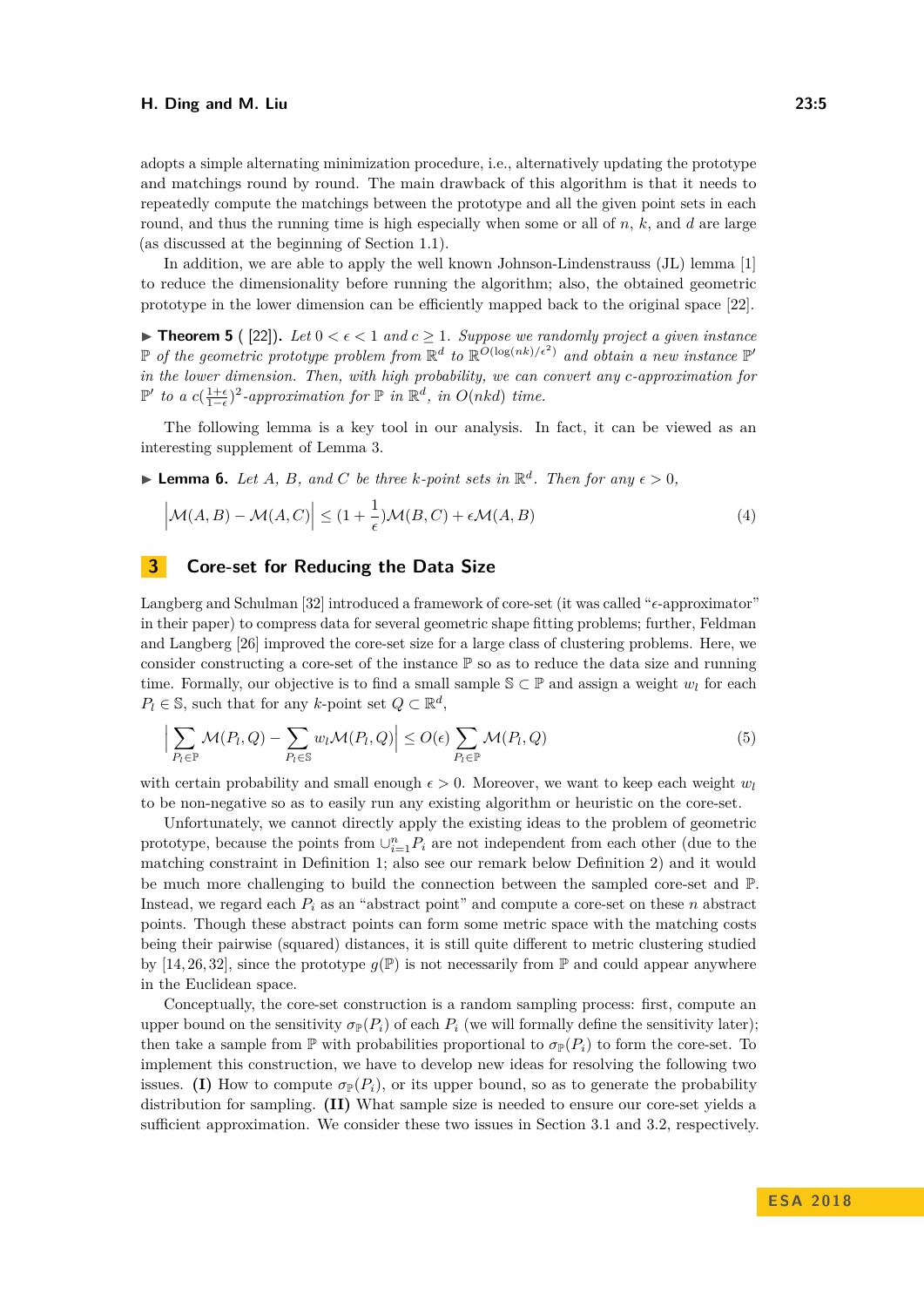adopts a simple alternating minimization procedure, i.e., alternatively updating the prototype and matchings round by round. The main drawback of this algorithm is that it needs to repeatedly compute the matchings between the prototype and all the given point sets in each round, and thus the running time is high especially when some or all of $n$, $k$, and $d$ are large (as discussed at the beginning of Section 1.1).

In addition, we are able to apply the well known Johnson-Lindenstrauss (JL) lemma [1] to reduce the dimensionality before running the algorithm; also, the obtained geometric prototype in the lower dimension can be efficiently mapped back to the original space [22].

▶ **Theorem 5** ( [22]). *Let $0 < \epsilon < 1$ and $c \geq 1$. Suppose we randomly project a given instance $\mathbb{P}$ of the geometric prototype problem from $\mathbb{R}^d$ to $\mathbb{R}^{O(\log(nk)/\epsilon^2)}$ and obtain a new instance $\mathbb{P}'$ in the lower dimension. Then, with high probability, we can convert any $c$-approximation for $\mathbb{P}'$ to a $c(\frac{1+\epsilon}{1-\epsilon})^2$-approximation for $\mathbb{P}$ in $\mathbb{R}^d$, in $O(nkd)$ time.*

The following lemma is a key tool in our analysis. In fact, it can be viewed as an interesting supplement of Lemma 3.

▶ **Lemma 6.** *Let $A$, $B$, and $C$ be three $k$-point sets in $\mathbb{R}^d$. Then for any $\epsilon > 0$,*

$$\Big|\mathcal{M}(A,B) - \mathcal{M}(A,C)\Big| \leq (1 + \frac{1}{\epsilon})\mathcal{M}(B,C) + \epsilon\mathcal{M}(A,B) \tag{4}$$

## 3 Core-set for Reducing the Data Size

Langberg and Schulman [32] introduced a framework of core-set (it was called "$\epsilon$-approximator" in their paper) to compress data for several geometric shape fitting problems; further, Feldman and Langberg [26] improved the core-set size for a large class of clustering problems. Here, we consider constructing a core-set of the instance $\mathbb{P}$ so as to reduce the data size and running time. Formally, our objective is to find a small sample $\mathbb{S} \subset \mathbb{P}$ and assign a weight $w_l$ for each $P_l \in \mathbb{S}$, such that for any $k$-point set $Q \subset \mathbb{R}^d$,

$$\Big|\sum_{P_l \in \mathbb{P}} \mathcal{M}(P_l, Q) - \sum_{P_l \in \mathbb{S}} w_l \mathcal{M}(P_l, Q)\Big| \leq O(\epsilon) \sum_{P_l \in \mathbb{P}} \mathcal{M}(P_l, Q) \tag{5}$$

with certain probability and small enough $\epsilon > 0$. Moreover, we want to keep each weight $w_l$ to be non-negative so as to easily run any existing algorithm or heuristic on the core-set.

Unfortunately, we cannot directly apply the existing ideas to the problem of geometric prototype, because the points from $\cup_{i=1}^n P_i$ are not independent from each other (due to the matching constraint in Definition 1; also see our remark below Definition 2) and it would be much more challenging to build the connection between the sampled core-set and $\mathbb{P}$. Instead, we regard each $P_i$ as an "abstract point" and compute a core-set on these $n$ abstract points. Though these abstract points can form some metric space with the matching costs being their pairwise (squared) distances, it is still quite different to metric clustering studied by [14, 26, 32], since the prototype $g(\mathbb{P})$ is not necessarily from $\mathbb{P}$ and could appear anywhere in the Euclidean space.

Conceptually, the core-set construction is a random sampling process: first, compute an upper bound on the sensitivity $\sigma_{\mathbb{P}}(P_i)$ of each $P_i$ (we will formally define the sensitivity later); then take a sample from $\mathbb{P}$ with probabilities proportional to $\sigma_{\mathbb{P}}(P_i)$ to form the core-set. To implement this construction, we have to develop new ideas for resolving the following two issues. **(I)** How to compute $\sigma_{\mathbb{P}}(P_i)$, or its upper bound, so as to generate the probability distribution for sampling. **(II)** What sample size is needed to ensure our core-set yields a sufficient approximation. We consider these two issues in Section 3.1 and 3.2, respectively.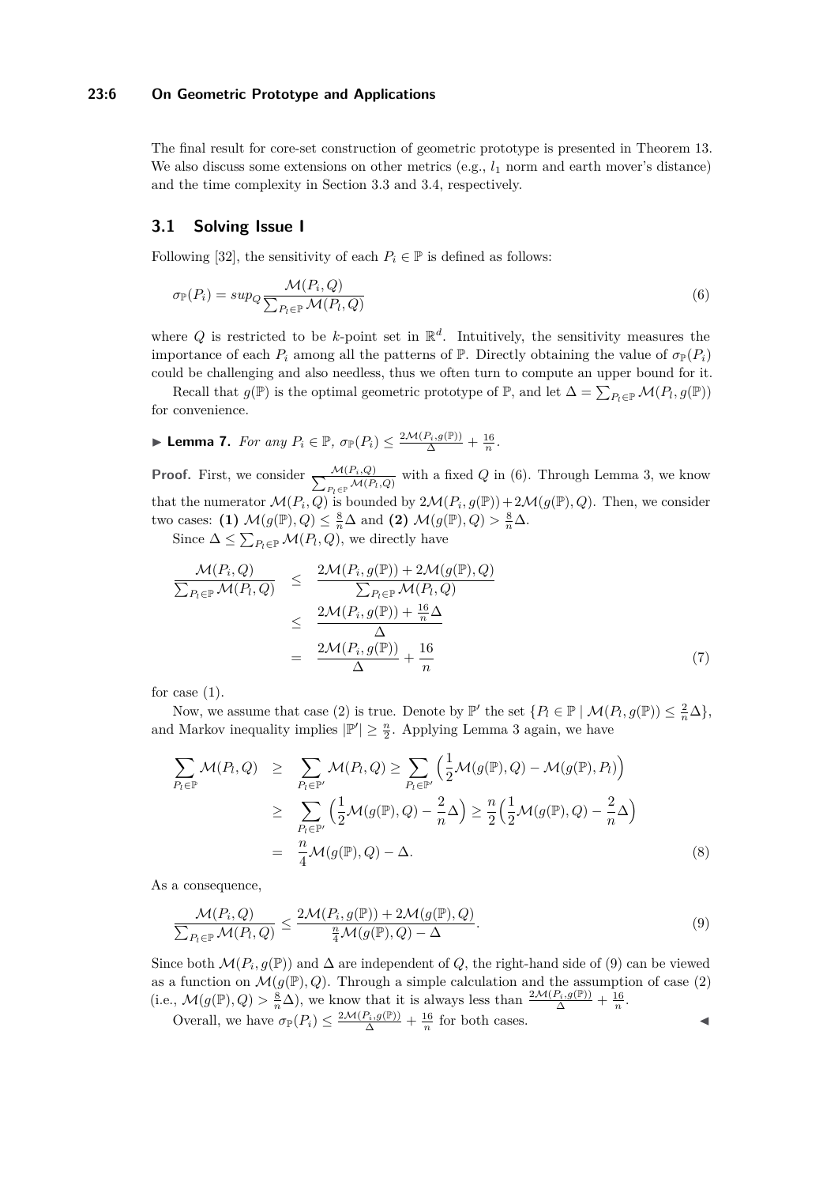The final result for core-set construction of geometric prototype is presented in Theorem 13. We also discuss some extensions on other metrics (e.g., $l_1$ norm and earth mover's distance) and the time complexity in Section 3.3 and 3.4, respectively.

## 3.1 Solving Issue I

Following [32], the sensitivity of each $P_i \in \mathbb{P}$ is defined as follows:

$$\sigma_{\mathbb{P}}(P_i) = sup_Q \frac{\mathcal{M}(P_i, Q)}{\sum_{P_l \in \mathbb{P}} \mathcal{M}(P_l, Q)} \tag{6}$$

where $Q$ is restricted to be $k$-point set in $\mathbb{R}^d$. Intuitively, the sensitivity measures the importance of each $P_i$ among all the patterns of $\mathbb{P}$. Directly obtaining the value of $\sigma_{\mathbb{P}}(P_i)$ could be challenging and also needless, thus we often turn to compute an upper bound for it.

Recall that $g(\mathbb{P})$ is the optimal geometric prototype of $\mathbb{P}$, and let $\Delta = \sum_{P_l \in \mathbb{P}} \mathcal{M}(P_l, g(\mathbb{P}))$ for convenience.

▶ **Lemma 7.** *For any $P_i \in \mathbb{P}$, $\sigma_{\mathbb{P}}(P_i) \leq \frac{2\mathcal{M}(P_i, g(\mathbb{P}))}{\Delta} + \frac{16}{n}$.*

**Proof.** First, we consider $\frac{\mathcal{M}(P_i, Q)}{\sum_{P_l \in \mathbb{P}} \mathcal{M}(P_l, Q)}$ with a fixed $Q$ in (6). Through Lemma 3, we know that the numerator $\mathcal{M}(P_i, Q)$ is bounded by $2\mathcal{M}(P_i, g(\mathbb{P})) + 2\mathcal{M}(g(\mathbb{P}), Q)$. Then, we consider two cases: **(1)** $\mathcal{M}(g(\mathbb{P}), Q) \leq \frac{8}{n}\Delta$ and **(2)** $\mathcal{M}(g(\mathbb{P}), Q) > \frac{8}{n}\Delta$.

Since $\Delta \leq \sum_{P_l \in \mathbb{P}} \mathcal{M}(P_l, Q)$, we directly have

$$\begin{aligned}
\frac{\mathcal{M}(P_i, Q)}{\sum_{P_l \in \mathbb{P}} \mathcal{M}(P_l, Q)} &\leq \frac{2\mathcal{M}(P_i, g(\mathbb{P})) + 2\mathcal{M}(g(\mathbb{P}), Q)}{\sum_{P_l \in \mathbb{P}} \mathcal{M}(P_l, Q)} \\
&\leq \frac{2\mathcal{M}(P_i, g(\mathbb{P})) + \frac{16}{n}\Delta}{\Delta} \\
&= \frac{2\mathcal{M}(P_i, g(\mathbb{P}))}{\Delta} + \frac{16}{n}
\end{aligned} \tag{7}$$

for case (1).

Now, we assume that case (2) is true. Denote by $\mathbb{P}'$ the set $\{P_l \in \mathbb{P} \mid \mathcal{M}(P_l, g(\mathbb{P})) \leq \frac{2}{n}\Delta\}$, and Markov inequality implies $|\mathbb{P}'| \geq \frac{n}{2}$. Applying Lemma 3 again, we have

$$\begin{aligned}
\sum_{P_l \in \mathbb{P}} \mathcal{M}(P_l, Q) &\geq \sum_{P_l \in \mathbb{P}'} \mathcal{M}(P_l, Q) \geq \sum_{P_l \in \mathbb{P}'} \Big(\frac{1}{2}\mathcal{M}(g(\mathbb{P}), Q) - \mathcal{M}(g(\mathbb{P}), P_l)\Big) \\
&\geq \sum_{P_l \in \mathbb{P}'} \Big(\frac{1}{2}\mathcal{M}(g(\mathbb{P}), Q) - \frac{2}{n}\Delta\Big) \geq \frac{n}{2}\Big(\frac{1}{2}\mathcal{M}(g(\mathbb{P}), Q) - \frac{2}{n}\Delta\Big) \\
&= \frac{n}{4}\mathcal{M}(g(\mathbb{P}), Q) - \Delta.
\end{aligned} \tag{8}$$

As a consequence,

$$\frac{\mathcal{M}(P_i, Q)}{\sum_{P_l \in \mathbb{P}} \mathcal{M}(P_l, Q)} \leq \frac{2\mathcal{M}(P_i, g(\mathbb{P})) + 2\mathcal{M}(g(\mathbb{P}), Q)}{\frac{n}{4}\mathcal{M}(g(\mathbb{P}), Q) - \Delta}. \tag{9}$$

Since both $\mathcal{M}(P_i, g(\mathbb{P}))$ and $\Delta$ are independent of $Q$, the right-hand side of (9) can be viewed as a function on $\mathcal{M}(g(\mathbb{P}), Q)$. Through a simple calculation and the assumption of case (2) (i.e., $\mathcal{M}(g(\mathbb{P}), Q) > \frac{8}{n}\Delta$), we know that it is always less than $\frac{2\mathcal{M}(P_i, g(\mathbb{P}))}{\Delta} + \frac{16}{n}$.

Overall, we have $\sigma_{\mathbb{P}}(P_i) \leq \frac{2\mathcal{M}(P_i, g(\mathbb{P}))}{\Delta} + \frac{16}{n}$ for both cases. ◀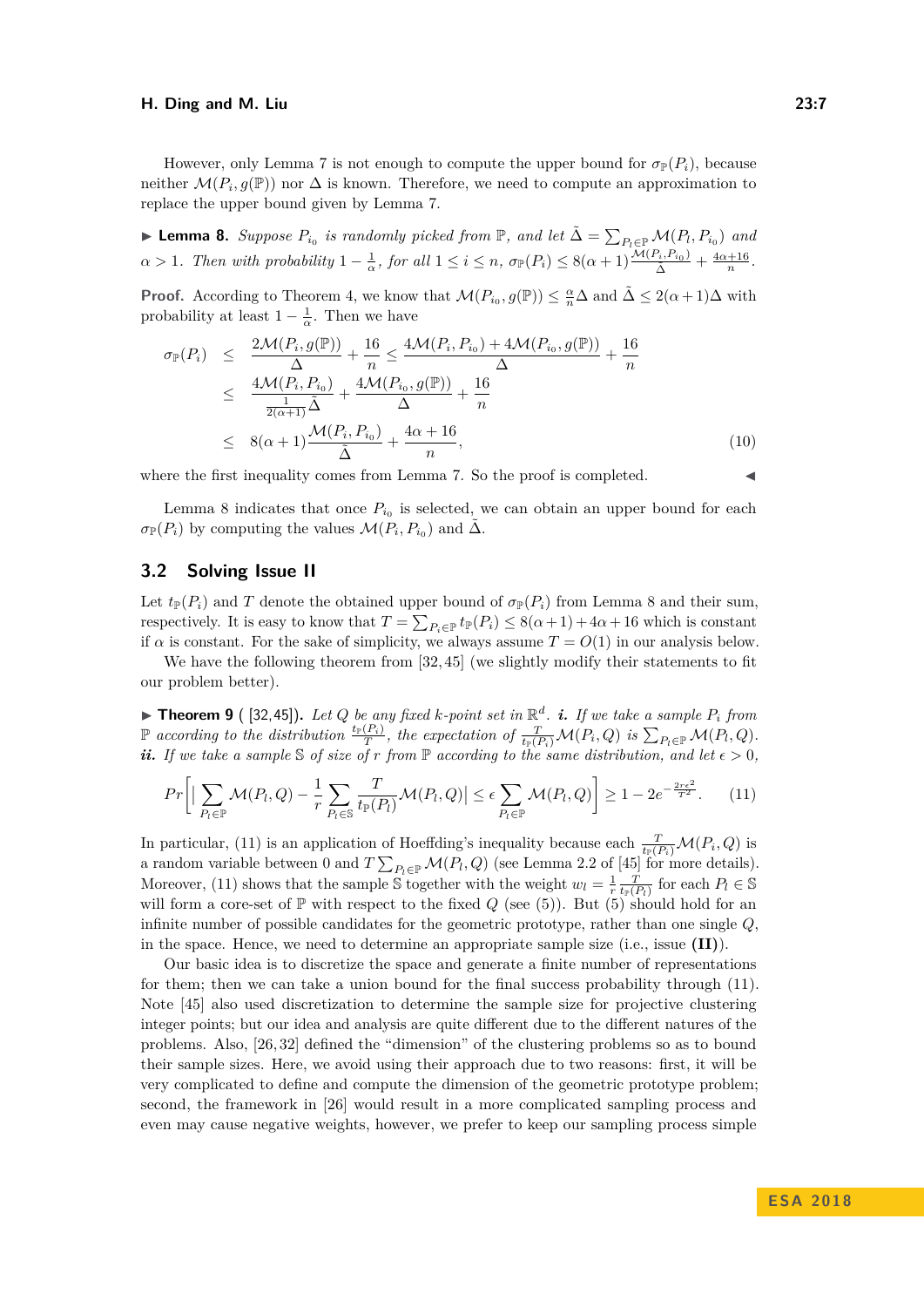However, only Lemma 7 is not enough to compute the upper bound for $\sigma_{\mathbb{P}}(P_i)$, because neither $\mathcal{M}(P_i, g(\mathbb{P}))$ nor $\Delta$ is known. Therefore, we need to compute an approximation to replace the upper bound given by Lemma 7.

▶ **Lemma 8.** *Suppose $P_{i_0}$ is randomly picked from $\mathbb{P}$, and let $\tilde{\Delta} = \sum_{P_l \in \mathbb{P}} \mathcal{M}(P_l, P_{i_0})$ and $\alpha > 1$. Then with probability $1 - \frac{1}{\alpha}$, for all $1 \leq i \leq n$, $\sigma_{\mathbb{P}}(P_i) \leq 8(\alpha+1)\frac{\mathcal{M}(P_i, P_{i_0})}{\tilde{\Delta}} + \frac{4\alpha+16}{n}$.*

**Proof.** According to Theorem 4, we know that $\mathcal{M}(P_{i_0}, g(\mathbb{P})) \leq \frac{\alpha}{n}\Delta$ and $\tilde{\Delta} \leq 2(\alpha+1)\Delta$ with probability at least $1 - \frac{1}{\alpha}$. Then we have

$$
\begin{aligned}
\sigma_{\mathbb{P}}(P_i) &\leq \frac{2\mathcal{M}(P_i, g(\mathbb{P}))}{\Delta} + \frac{16}{n} \leq \frac{4\mathcal{M}(P_i, P_{i_0}) + 4\mathcal{M}(P_{i_0}, g(\mathbb{P}))}{\Delta} + \frac{16}{n} \\
&\leq \frac{4\mathcal{M}(P_i, P_{i_0})}{\frac{1}{2(\alpha+1)}\tilde{\Delta}} + \frac{4\mathcal{M}(P_{i_0}, g(\mathbb{P}))}{\Delta} + \frac{16}{n} \\
&\leq 8(\alpha+1)\frac{\mathcal{M}(P_i, P_{i_0})}{\tilde{\Delta}} + \frac{4\alpha+16}{n},
\end{aligned} \tag{10}
$$

where the first inequality comes from Lemma 7. So the proof is completed. ◀

Lemma 8 indicates that once $P_{i_0}$ is selected, we can obtain an upper bound for each $\sigma_{\mathbb{P}}(P_i)$ by computing the values $\mathcal{M}(P_i, P_{i_0})$ and $\tilde{\Delta}$.

## 3.2 Solving Issue II

Let $t_{\mathbb{P}}(P_i)$ and $T$ denote the obtained upper bound of $\sigma_{\mathbb{P}}(P_i)$ from Lemma 8 and their sum, respectively. It is easy to know that $T = \sum_{P_i \in \mathbb{P}} t_{\mathbb{P}}(P_i) \leq 8(\alpha+1) + 4\alpha + 16$ which is constant if $\alpha$ is constant. For the sake of simplicity, we always assume $T = O(1)$ in our analysis below.

We have the following theorem from [32, 45] (we slightly modify their statements to fit our problem better).

▶ **Theorem 9** ([32, 45]). *Let $Q$ be any fixed $k$-point set in $\mathbb{R}^d$. **i.** If we take a sample $P_i$ from $\mathbb{P}$ according to the distribution $\frac{t_{\mathbb{P}}(P_i)}{T}$, the expectation of $\frac{T}{t_{\mathbb{P}}(P_i)}\mathcal{M}(P_i, Q)$ is $\sum_{P_l \in \mathbb{P}} \mathcal{M}(P_l, Q)$. **ii.** If we take a sample $\mathbb{S}$ of size of $r$ from $\mathbb{P}$ according to the same distribution, and let $\epsilon > 0$,*

$$
Pr\Big[\big|\sum_{P_l \in \mathbb{P}} \mathcal{M}(P_l, Q) - \frac{1}{r}\sum_{P_l \in \mathbb{S}} \frac{T}{t_{\mathbb{P}}(P_l)}\mathcal{M}(P_l, Q)\big| \leq \epsilon \sum_{P_l \in \mathbb{P}} \mathcal{M}(P_l, Q)\Big] \geq 1 - 2e^{-\frac{2r\epsilon^2}{T^2}}. \tag{11}
$$

In particular, (11) is an application of Hoeffding's inequality because each $\frac{T}{t_{\mathbb{P}}(P_i)}\mathcal{M}(P_i, Q)$ is a random variable between 0 and $T\sum_{P_l \in \mathbb{P}} \mathcal{M}(P_l, Q)$ (see Lemma 2.2 of [45] for more details). Moreover, (11) shows that the sample $\mathbb{S}$ together with the weight $w_l = \frac{1}{r}\frac{T}{t_{\mathbb{P}}(P_l)}$ for each $P_l \in \mathbb{S}$ will form a core-set of $\mathbb{P}$ with respect to the fixed $Q$ (see (5)). But (5) should hold for an infinite number of possible candidates for the geometric prototype, rather than one single $Q$, in the space. Hence, we need to determine an appropriate sample size (i.e., issue **(II)**).

Our basic idea is to discretize the space and generate a finite number of representations for them; then we can take a union bound for the final success probability through (11). Note [45] also used discretization to determine the sample size for projective clustering integer points; but our idea and analysis are quite different due to the different natures of the problems. Also, [26, 32] defined the "dimension" of the clustering problems so as to bound their sample sizes. Here, we avoid using their approach due to two reasons: first, it will be very complicated to define and compute the dimension of the geometric prototype problem; second, the framework in [26] would result in a more complicated sampling process and even may cause negative weights, however, we prefer to keep our sampling process simple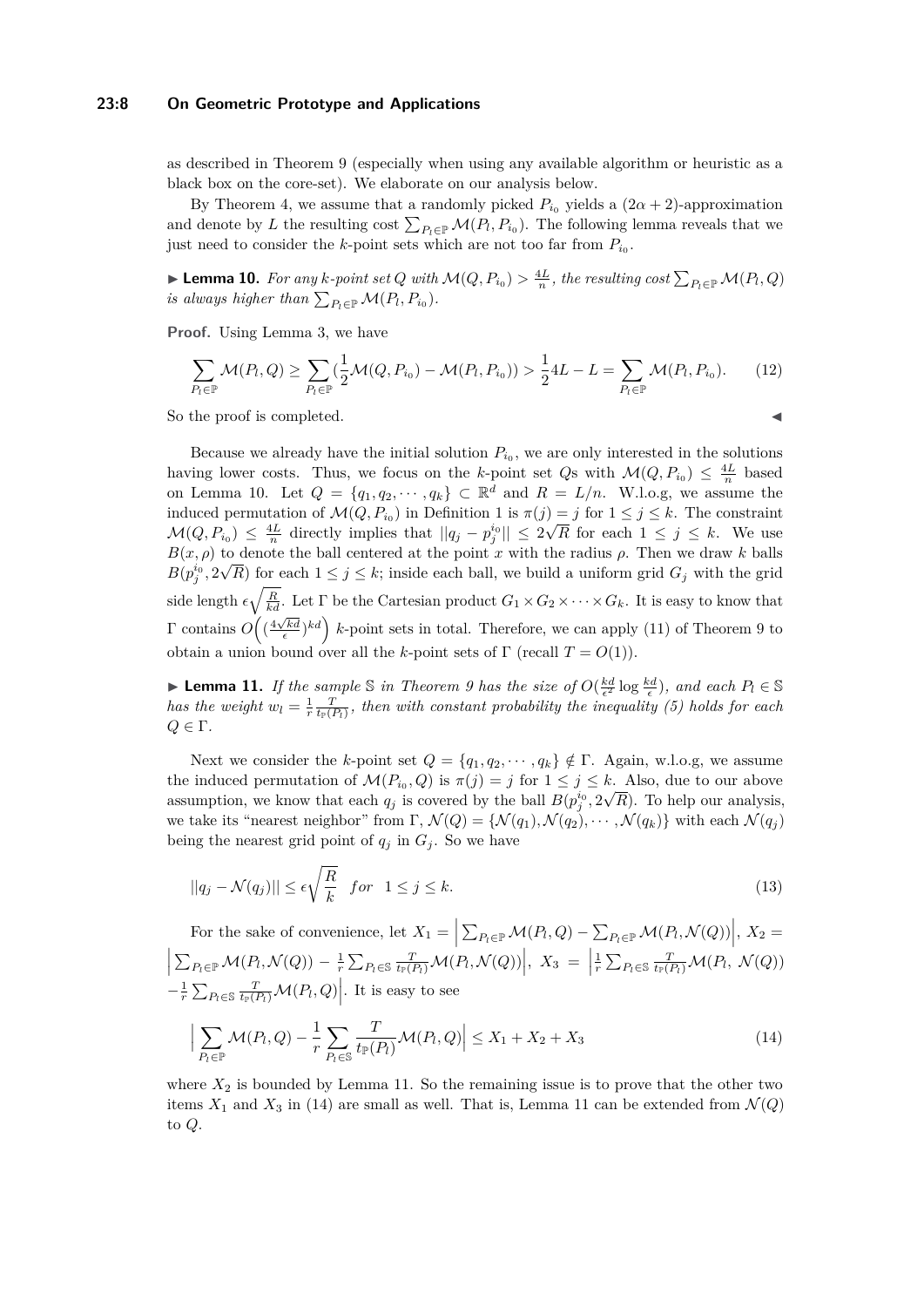as described in Theorem 9 (especially when using any available algorithm or heuristic as a black box on the core-set). We elaborate on our analysis below.

By Theorem 4, we assume that a randomly picked $P_{i_0}$ yields a $(2\alpha+2)$-approximation and denote by $L$ the resulting cost $\sum_{P_l\in\mathbb{P}}\mathcal{M}(P_l, P_{i_0})$. The following lemma reveals that we just need to consider the $k$-point sets which are not too far from $P_{i_0}$.

▶ **Lemma 10.** *For any $k$-point set $Q$ with $\mathcal{M}(Q, P_{i_0}) > \frac{4L}{n}$, the resulting cost $\sum_{P_l\in\mathbb{P}}\mathcal{M}(P_l, Q)$ is always higher than $\sum_{P_l\in\mathbb{P}}\mathcal{M}(P_l, P_{i_0})$.*

**Proof.** Using Lemma 3, we have

$$\sum_{P_l\in\mathbb{P}}\mathcal{M}(P_l, Q) \geq \sum_{P_l\in\mathbb{P}}(\frac{1}{2}\mathcal{M}(Q, P_{i_0}) - \mathcal{M}(P_l, P_{i_0})) > \frac{1}{2}4L - L = \sum_{P_l\in\mathbb{P}}\mathcal{M}(P_l, P_{i_0}). \tag{12}$$

So the proof is completed. ◀

Because we already have the initial solution $P_{i_0}$, we are only interested in the solutions having lower costs. Thus, we focus on the $k$-point set $Q$s with $\mathcal{M}(Q, P_{i_0}) \leq \frac{4L}{n}$ based on Lemma 10. Let $Q = \{q_1, q_2, \cdots, q_k\} \subset \mathbb{R}^d$ and $R = L/n$. W.l.o.g, we assume the induced permutation of $\mathcal{M}(Q, P_{i_0})$ in Definition 1 is $\pi(j) = j$ for $1 \leq j \leq k$. The constraint $\mathcal{M}(Q, P_{i_0}) \leq \frac{4L}{n}$ directly implies that $||q_j - p^{i_0}_j|| \leq 2\sqrt{R}$ for each $1 \leq j \leq k$. We use $B(x, \rho)$ to denote the ball centered at the point $x$ with the radius $\rho$. Then we draw $k$ balls $B(p^{i_0}_j, 2\sqrt{R})$ for each $1 \leq j \leq k$; inside each ball, we build a uniform grid $G_j$ with the grid side length $\epsilon\sqrt{\frac{R}{kd}}$. Let $\Gamma$ be the Cartesian product $G_1 \times G_2 \times \cdots \times G_k$. It is easy to know that $\Gamma$ contains $O\Big((\frac{4\sqrt{kd}}{\epsilon})^{kd}\Big)$ $k$-point sets in total. Therefore, we can apply (11) of Theorem 9 to obtain a union bound over all the $k$-point sets of $\Gamma$ (recall $T = O(1)$).

▶ **Lemma 11.** *If the sample $\mathbb{S}$ in Theorem 9 has the size of $O(\frac{kd}{\epsilon^2}\log\frac{kd}{\epsilon})$, and each $P_l \in \mathbb{S}$ has the weight $w_l = \frac{1}{r}\frac{T}{t_{\mathbb{P}}(P_l)}$, then with constant probability the inequality (5) holds for each $Q \in \Gamma$.*

Next we consider the $k$-point set $Q = \{q_1, q_2, \cdots, q_k\} \notin \Gamma$. Again, w.l.o.g, we assume the induced permutation of $\mathcal{M}(P_{i_0}, Q)$ is $\pi(j) = j$ for $1 \leq j \leq k$. Also, due to our above assumption, we know that each $q_j$ is covered by the ball $B(p^{i_0}_j, 2\sqrt{R})$. To help our analysis, we take its "nearest neighbor" from $\Gamma$, $\mathcal{N}(Q) = \{\mathcal{N}(q_1), \mathcal{N}(q_2), \cdots, \mathcal{N}(q_k)\}$ with each $\mathcal{N}(q_j)$ being the nearest grid point of $q_j$ in $G_j$. So we have

$$||q_j - \mathcal{N}(q_j)|| \leq \epsilon\sqrt{\frac{R}{k}} \quad for \quad 1 \leq j \leq k. \tag{13}$$

For the sake of convenience, let $X_1 = \Big|\sum_{P_l\in\mathbb{P}}\mathcal{M}(P_l, Q) - \sum_{P_l\in\mathbb{P}}\mathcal{M}(P_l, \mathcal{N}(Q))\Big|$, $X_2 = \Big|\sum_{P_l\in\mathbb{P}}\mathcal{M}(P_l, \mathcal{N}(Q)) - \frac{1}{r}\sum_{P_l\in\mathbb{S}}\frac{T}{t_{\mathbb{P}}(P_l)}\mathcal{M}(P_l, \mathcal{N}(Q))\Big|$, $X_3 = \Big|\frac{1}{r}\sum_{P_l\in\mathbb{S}}\frac{T}{t_{\mathbb{P}}(P_l)}\mathcal{M}(P_l, \mathcal{N}(Q)) - \frac{1}{r}\sum_{P_l\in\mathbb{S}}\frac{T}{t_{\mathbb{P}}(P_l)}\mathcal{M}(P_l, Q)\Big|$. It is easy to see

$$\Big|\sum_{P_l\in\mathbb{P}}\mathcal{M}(P_l, Q) - \frac{1}{r}\sum_{P_l\in\mathbb{S}}\frac{T}{t_{\mathbb{P}}(P_l)}\mathcal{M}(P_l, Q)\Big| \leq X_1 + X_2 + X_3 \tag{14}$$

where $X_2$ is bounded by Lemma 11. So the remaining issue is to prove that the other two items $X_1$ and $X_3$ in (14) are small as well. That is, Lemma 11 can be extended from $\mathcal{N}(Q)$ to $Q$.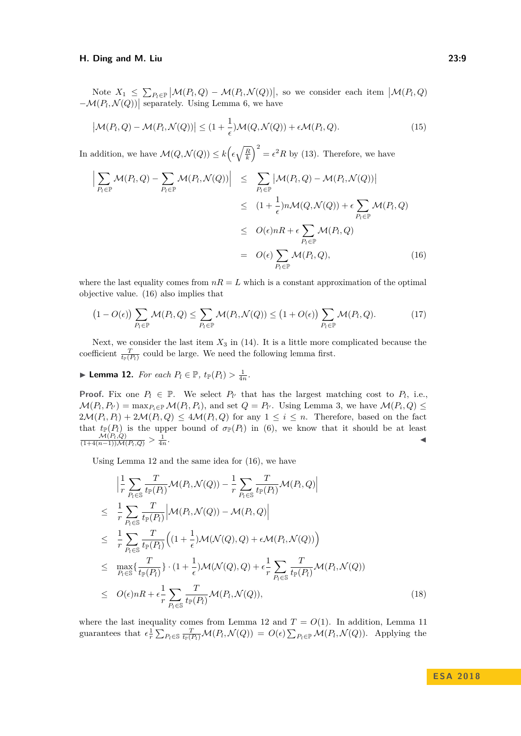Note $X_1 \leq \sum_{P_l \in \mathbb{P}} \left|\mathcal{M}(P_l, Q) - \mathcal{M}(P_l, \mathcal{N}(Q))\right|$, so we consider each item $\left|\mathcal{M}(P_l, Q) - \mathcal{M}(P_l, \mathcal{N}(Q))\right|$ separately. Using Lemma 6, we have

$$\left|\mathcal{M}(P_l, Q) - \mathcal{M}(P_l, \mathcal{N}(Q))\right| \leq (1 + \frac{1}{\epsilon})\mathcal{M}(Q, \mathcal{N}(Q)) + \epsilon \mathcal{M}(P_l, Q). \tag{15}$$

In addition, we have $\mathcal{M}(Q, \mathcal{N}(Q)) \leq k\left(\epsilon\sqrt{\frac{R}{k}}\right)^2 = \epsilon^2 R$ by (13). Therefore, we have

$$\begin{aligned}
\left|\sum_{P_l \in \mathbb{P}} \mathcal{M}(P_l, Q) - \sum_{P_l \in \mathbb{P}} \mathcal{M}(P_l, \mathcal{N}(Q))\right| &\leq \sum_{P_l \in \mathbb{P}} \left|\mathcal{M}(P_l, Q) - \mathcal{M}(P_l, \mathcal{N}(Q))\right| \\
&\leq (1 + \frac{1}{\epsilon}) n \mathcal{M}(Q, \mathcal{N}(Q)) + \epsilon \sum_{P_l \in \mathbb{P}} \mathcal{M}(P_l, Q) \\
&\leq O(\epsilon) nR + \epsilon \sum_{P_l \in \mathbb{P}} \mathcal{M}(P_l, Q) \\
&= O(\epsilon) \sum_{P_l \in \mathbb{P}} \mathcal{M}(P_l, Q),
\end{aligned} \tag{16}$$

where the last equality comes from $nR = L$ which is a constant approximation of the optimal objective value. (16) also implies that

$$\left(1 - O(\epsilon)\right) \sum_{P_l \in \mathbb{P}} \mathcal{M}(P_l, Q) \leq \sum_{P_l \in \mathbb{P}} \mathcal{M}(P_l, \mathcal{N}(Q)) \leq \left(1 + O(\epsilon)\right) \sum_{P_l \in \mathbb{P}} \mathcal{M}(P_l, Q). \tag{17}$$

Next, we consider the last item $X_3$ in (14). It is a little more complicated because the coefficient $\frac{T}{t_{\mathbb{P}}(P_l)}$ could be large. We need the following lemma first.

▶ **Lemma 12.** *For each $P_l \in \mathbb{P}$, $t_{\mathbb{P}}(P_l) > \frac{1}{4n}$.*

**Proof.** Fix one $P_l \in \mathbb{P}$. We select $P_{l'}$ that has the largest matching cost to $P_l$, i.e., $\mathcal{M}(P_l, P_{l'}) = \max_{P_i \in \mathbb{P}} \mathcal{M}(P_l, P_i)$, and set $Q = P_{l'}$. Using Lemma 3, we have $\mathcal{M}(P_i, Q) \leq 2\mathcal{M}(P_i, P_l) + 2\mathcal{M}(P_l, Q) \leq 4\mathcal{M}(P_l, Q)$ for any $1 \leq i \leq n$. Therefore, based on the fact that $t_{\mathbb{P}}(P_l)$ is the upper bound of $\sigma_{\mathbb{P}}(P_l)$ in (6), we know that it should be at least $\frac{\mathcal{M}(P_l, Q)}{(1+4(n-1))\mathcal{M}(P_l, Q)} > \frac{1}{4n}$. ◀

Using Lemma 12 and the same idea for (16), we have

$$\begin{aligned}
&\left|\frac{1}{r} \sum_{P_l \in \mathbb{S}} \frac{T}{t_{\mathbb{P}}(P_l)} \mathcal{M}(P_l, \mathcal{N}(Q)) - \frac{1}{r} \sum_{P_l \in \mathbb{S}} \frac{T}{t_{\mathbb{P}}(P_l)} \mathcal{M}(P_l, Q)\right| \\
\leq\; & \frac{1}{r} \sum_{P_l \in \mathbb{S}} \frac{T}{t_{\mathbb{P}}(P_l)} \left|\mathcal{M}(P_l, \mathcal{N}(Q)) - \mathcal{M}(P_l, Q)\right| \\
\leq\; & \frac{1}{r} \sum_{P_l \in \mathbb{S}} \frac{T}{t_{\mathbb{P}}(P_l)} \left((1 + \frac{1}{\epsilon})\mathcal{M}(\mathcal{N}(Q), Q) + \epsilon \mathcal{M}(P_l, \mathcal{N}(Q))\right) \\
\leq\; & \max_{P_l \in \mathbb{S}} \left\{\frac{T}{t_{\mathbb{P}}(P_l)}\right\} \cdot (1 + \frac{1}{\epsilon})\mathcal{M}(\mathcal{N}(Q), Q) + \epsilon \frac{1}{r} \sum_{P_l \in \mathbb{S}} \frac{T}{t_{\mathbb{P}}(P_l)} \mathcal{M}(P_l, \mathcal{N}(Q)) \\
\leq\; & O(\epsilon) nR + \epsilon \frac{1}{r} \sum_{P_l \in \mathbb{S}} \frac{T}{t_{\mathbb{P}}(P_l)} \mathcal{M}(P_l, \mathcal{N}(Q)),
\end{aligned} \tag{18}$$

where the last inequality comes from Lemma 12 and $T = O(1)$. In addition, Lemma 11 guarantees that $\epsilon \frac{1}{r} \sum_{P_l \in \mathbb{S}} \frac{T}{t_{\mathbb{P}}(P_l)} \mathcal{M}(P_l, \mathcal{N}(Q)) = O(\epsilon) \sum_{P_l \in \mathbb{P}} \mathcal{M}(P_l, \mathcal{N}(Q))$. Applying the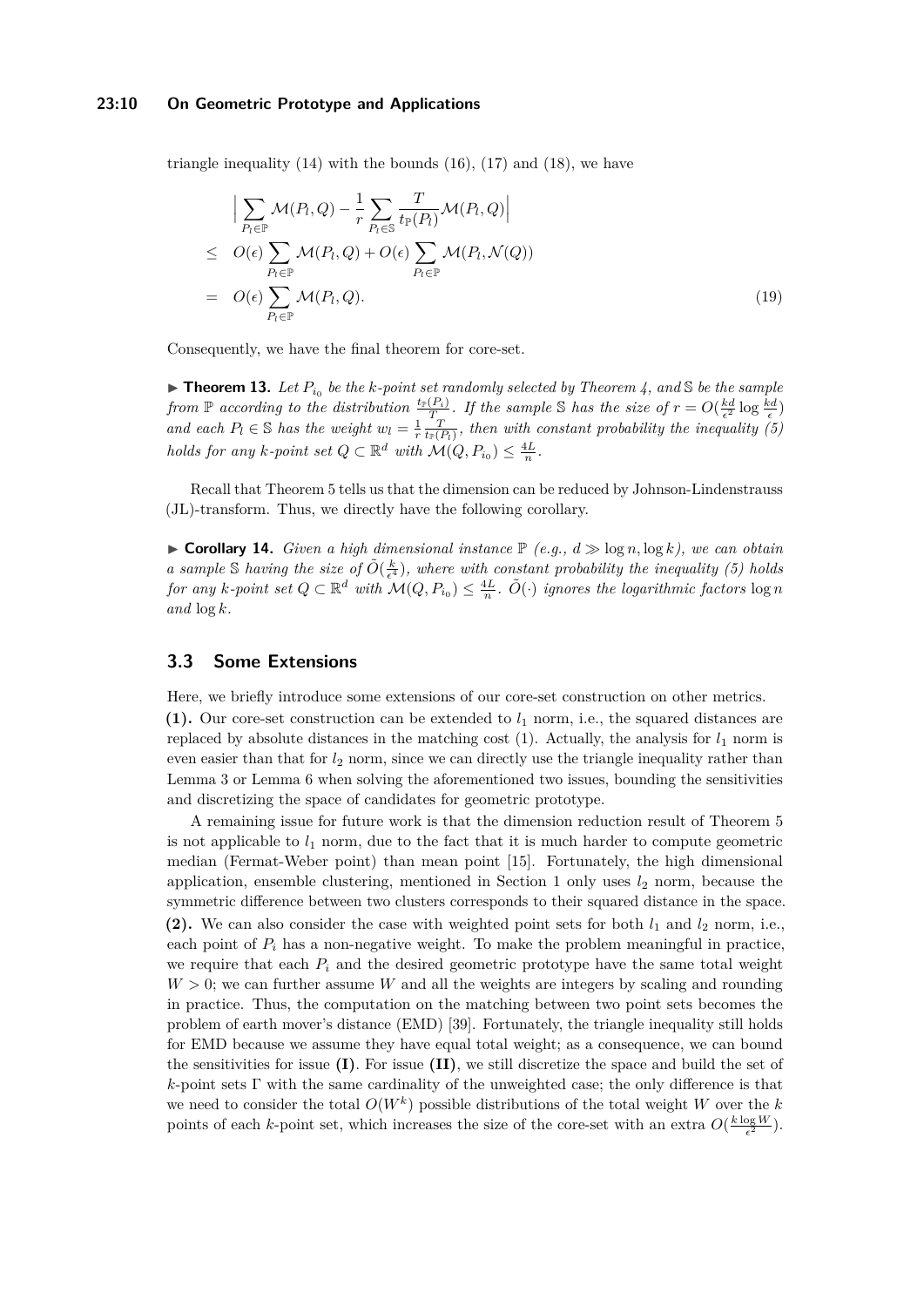triangle inequality (14) with the bounds (16), (17) and (18), we have

$$
\begin{aligned}
& \Big| \sum_{P_l \in \mathbb{P}} \mathcal{M}(P_l, Q) - \frac{1}{r} \sum_{P_l \in \mathbb{S}} \frac{T}{t_{\mathbb{P}}(P_l)} \mathcal{M}(P_l, Q) \Big| \\
\leq \quad & O(\epsilon) \sum_{P_l \in \mathbb{P}} \mathcal{M}(P_l, Q) + O(\epsilon) \sum_{P_l \in \mathbb{P}} \mathcal{M}(P_l, \mathcal{N}(Q)) \\
= \quad & O(\epsilon) \sum_{P_l \in \mathbb{P}} \mathcal{M}(P_l, Q). \qquad (19)
\end{aligned}
$$

Consequently, we have the final theorem for core-set.

▶ **Theorem 13.** *Let $P_{i_0}$ be the $k$-point set randomly selected by Theorem 4, and $\mathbb{S}$ be the sample from $\mathbb{P}$ according to the distribution $\frac{t_{\mathbb{P}}(P_l)}{T}$. If the sample $\mathbb{S}$ has the size of $r = O(\frac{kd}{\epsilon^2} \log \frac{kd}{\epsilon})$ and each $P_l \in \mathbb{S}$ has the weight $w_l = \frac{1}{r} \frac{T}{t_{\mathbb{P}}(P_l)}$, then with constant probability the inequality (5) holds for any $k$-point set $Q \subset \mathbb{R}^d$ with $\mathcal{M}(Q, P_{i_0}) \leq \frac{4L}{n}$.*

Recall that Theorem 5 tells us that the dimension can be reduced by Johnson-Lindenstrauss (JL)-transform. Thus, we directly have the following corollary.

▶ **Corollary 14.** *Given a high dimensional instance $\mathbb{P}$ (e.g., $d \gg \log n, \log k$), we can obtain a sample $\mathbb{S}$ having the size of $\tilde{O}(\frac{k}{\epsilon^4})$, where with constant probability the inequality (5) holds for any $k$-point set $Q \subset \mathbb{R}^d$ with $\mathcal{M}(Q, P_{i_0}) \leq \frac{4L}{n}$. $\tilde{O}(\cdot)$ ignores the logarithmic factors $\log n$ and $\log k$.*

### 3.3 Some Extensions

Here, we briefly introduce some extensions of our core-set construction on other metrics.

**(1).** Our core-set construction can be extended to $l_1$ norm, i.e., the squared distances are replaced by absolute distances in the matching cost (1). Actually, the analysis for $l_1$ norm is even easier than that for $l_2$ norm, since we can directly use the triangle inequality rather than Lemma 3 or Lemma 6 when solving the aforementioned two issues, bounding the sensitivities and discretizing the space of candidates for geometric prototype.

A remaining issue for future work is that the dimension reduction result of Theorem 5 is not applicable to $l_1$ norm, due to the fact that it is much harder to compute geometric median (Fermat-Weber point) than mean point [15]. Fortunately, the high dimensional application, ensemble clustering, mentioned in Section 1 only uses $l_2$ norm, because the symmetric difference between two clusters corresponds to their squared distance in the space.

**(2).** We can also consider the case with weighted point sets for both $l_1$ and $l_2$ norm, i.e., each point of $P_i$ has a non-negative weight. To make the problem meaningful in practice, we require that each $P_i$ and the desired geometric prototype have the same total weight $W > 0$; we can further assume $W$ and all the weights are integers by scaling and rounding in practice. Thus, the computation on the matching between two point sets becomes the problem of earth mover's distance (EMD) [39]. Fortunately, the triangle inequality still holds for EMD because we assume they have equal total weight; as a consequence, we can bound the sensitivities for issue **(I)**. For issue **(II)**, we still discretize the space and build the set of $k$-point sets $\Gamma$ with the same cardinality of the unweighted case; the only difference is that we need to consider the total $O(W^k)$ possible distributions of the total weight $W$ over the $k$ points of each $k$-point set, which increases the size of the core-set with an extra $O(\frac{k \log W}{\epsilon^2})$.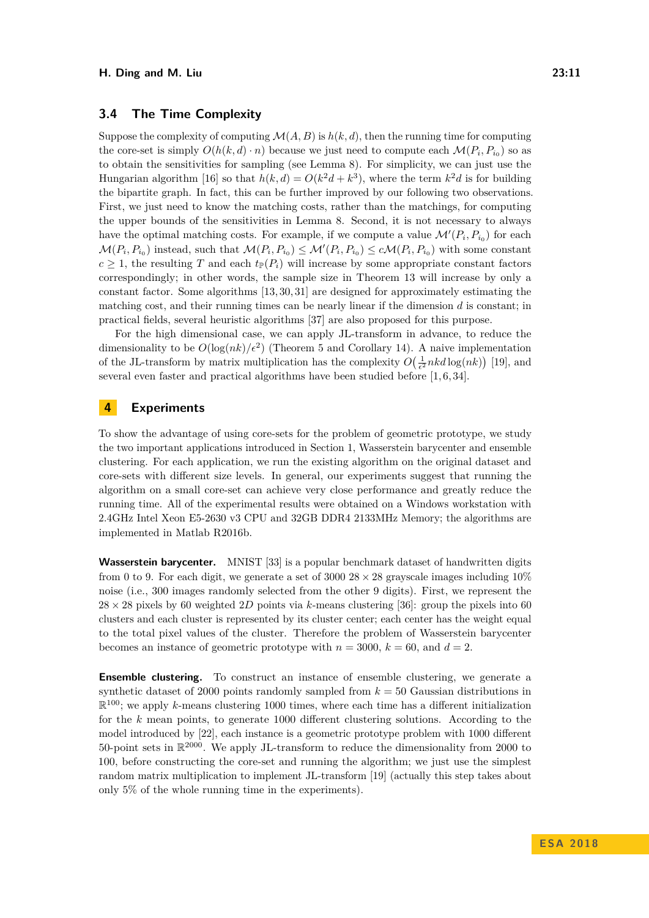### 3.4 The Time Complexity

Suppose the complexity of computing $\mathcal{M}(A, B)$ is $h(k, d)$, then the running time for computing the core-set is simply $O(h(k, d) \cdot n)$ because we just need to compute each $\mathcal{M}(P_i, P_{i_0})$ so as to obtain the sensitivities for sampling (see Lemma 8). For simplicity, we can just use the Hungarian algorithm [16] so that $h(k, d) = O(k^2 d + k^3)$, where the term $k^2 d$ is for building the bipartite graph. In fact, this can be further improved by our following two observations. First, we just need to know the matching costs, rather than the matchings, for computing the upper bounds of the sensitivities in Lemma 8. Second, it is not necessary to always have the optimal matching costs. For example, if we compute a value $\mathcal{M}'(P_i, P_{i_0})$ for each $\mathcal{M}(P_i, P_{i_0})$ instead, such that $\mathcal{M}(P_i, P_{i_0}) \leq \mathcal{M}'(P_i, P_{i_0}) \leq c\mathcal{M}(P_i, P_{i_0})$ with some constant $c \geq 1$, the resulting $T$ and each $t_{\mathbb{P}}(P_i)$ will increase by some appropriate constant factors correspondingly; in other words, the sample size in Theorem 13 will increase by only a constant factor. Some algorithms [13, 30, 31] are designed for approximately estimating the matching cost, and their running times can be nearly linear if the dimension $d$ is constant; in practical fields, several heuristic algorithms [37] are also proposed for this purpose.

For the high dimensional case, we can apply JL-transform in advance, to reduce the dimensionality to be $O(\log(nk)/\epsilon^2)$ (Theorem 5 and Corollary 14). A naive implementation of the JL-transform by matrix multiplication has the complexity $O(\frac{1}{\epsilon^2} nkd \log(nk))$ [19], and several even faster and practical algorithms have been studied before [1, 6, 34].

## 4 Experiments

To show the advantage of using core-sets for the problem of geometric prototype, we study the two important applications introduced in Section 1, Wasserstein barycenter and ensemble clustering. For each application, we run the existing algorithm on the original dataset and core-sets with different size levels. In general, our experiments suggest that running the algorithm on a small core-set can achieve very close performance and greatly reduce the running time. All of the experimental results were obtained on a Windows workstation with 2.4GHz Intel Xeon E5-2630 v3 CPU and 32GB DDR4 2133MHz Memory; the algorithms are implemented in Matlab R2016b.

**Wasserstein barycenter.** MNIST [33] is a popular benchmark dataset of handwritten digits from 0 to 9. For each digit, we generate a set of 3000 $28 \times 28$ grayscale images including 10% noise (i.e., 300 images randomly selected from the other 9 digits). First, we represent the $28 \times 28$ pixels by 60 weighted $2D$ points via $k$-means clustering [36]: group the pixels into 60 clusters and each cluster is represented by its cluster center; each center has the weight equal to the total pixel values of the cluster. Therefore the problem of Wasserstein barycenter becomes an instance of geometric prototype with $n = 3000$, $k = 60$, and $d = 2$.

**Ensemble clustering.** To construct an instance of ensemble clustering, we generate a synthetic dataset of 2000 points randomly sampled from $k = 50$ Gaussian distributions in $\mathbb{R}^{100}$; we apply $k$-means clustering 1000 times, where each time has a different initialization for the $k$ mean points, to generate 1000 different clustering solutions. According to the model introduced by [22], each instance is a geometric prototype problem with 1000 different 50-point sets in $\mathbb{R}^{2000}$. We apply JL-transform to reduce the dimensionality from 2000 to 100, before constructing the core-set and running the algorithm; we just use the simplest random matrix multiplication to implement JL-transform [19] (actually this step takes about only 5% of the whole running time in the experiments).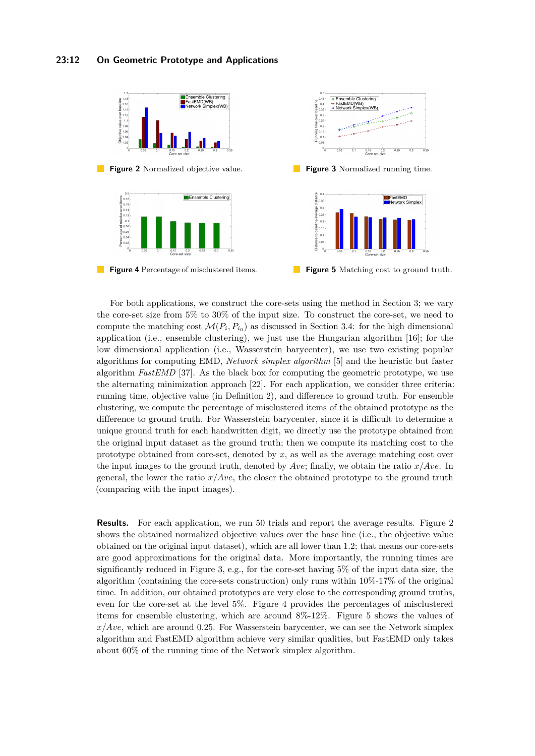**Figure 2** Normalized objective value.

**Figure 3** Normalized running time.

**Figure 4** Percentage of misclustered items.

**Figure 5** Matching cost to ground truth.

For both applications, we construct the core-sets using the method in Section 3; we vary the core-set size from 5% to 30% of the input size. To construct the core-set, we need to compute the matching cost $\mathcal{M}(P_i, P_{i_0})$ as discussed in Section 3.4: for the high dimensional application (i.e., ensemble clustering), we just use the Hungarian algorithm [16]; for the low dimensional application (i.e., Wasserstein barycenter), we use two existing popular algorithms for computing EMD, *Network simplex algorithm* [5] and the heuristic but faster algorithm *FastEMD* [37]. As the black box for computing the geometric prototype, we use the alternating minimization approach [22]. For each application, we consider three criteria: running time, objective value (in Definition 2), and difference to ground truth. For ensemble clustering, we compute the percentage of misclustered items of the obtained prototype as the difference to ground truth. For Wasserstein barycenter, since it is difficult to determine a unique ground truth for each handwritten digit, we directly use the prototype obtained from the original input dataset as the ground truth; then we compute its matching cost to the prototype obtained from core-set, denoted by $x$, as well as the average matching cost over the input images to the ground truth, denoted by $Ave$; finally, we obtain the ratio $x/Ave$. In general, the lower the ratio $x/Ave$, the closer the obtained prototype to the ground truth (comparing with the input images).

**Results.** For each application, we run 50 trials and report the average results. Figure 2 shows the obtained normalized objective values over the base line (i.e., the objective value obtained on the original input dataset), which are all lower than 1.2; that means our core-sets are good approximations for the original data. More importantly, the running times are significantly reduced in Figure 3, e.g., for the core-set having 5% of the input data size, the algorithm (containing the core-sets construction) only runs within 10%-17% of the original time. In addition, our obtained prototypes are very close to the corresponding ground truths, even for the core-set at the level 5%. Figure 4 provides the percentages of misclustered items for ensemble clustering, which are around 8%-12%. Figure 5 shows the values of $x/Ave$, which are around 0.25. For Wasserstein barycenter, we can see the Network simplex algorithm and FastEMD algorithm achieve very similar qualities, but FastEMD only takes about 60% of the running time of the Network simplex algorithm.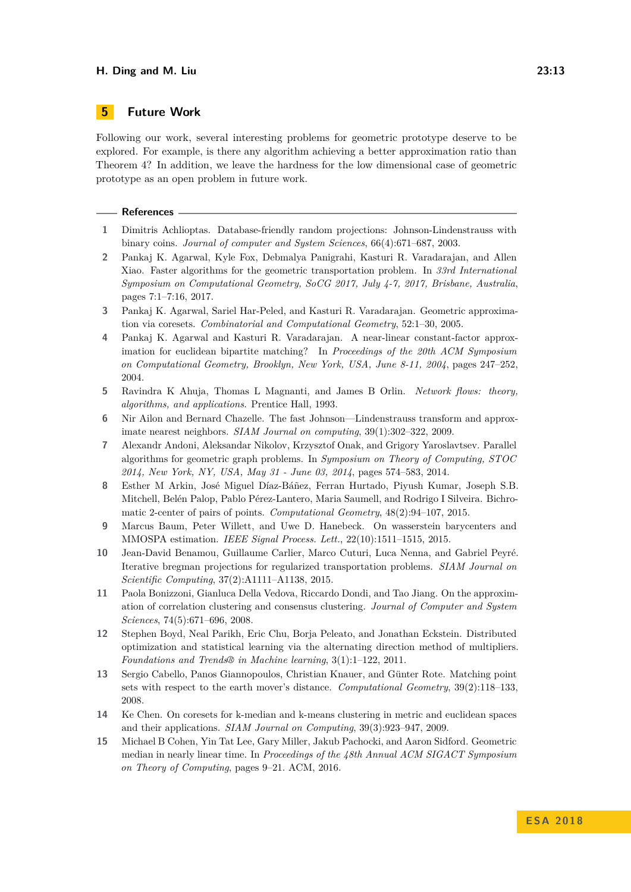## 5 Future Work

Following our work, several interesting problems for geometric prototype deserve to be explored. For example, is there any algorithm achieving a better approximation ratio than Theorem 4? In addition, we leave the hardness for the low dimensional case of geometric prototype as an open problem in future work.

### References

1. Dimitris Achlioptas. Database-friendly random projections: Johnson-Lindenstrauss with binary coins. *Journal of computer and System Sciences*, 66(4):671–687, 2003.
2. Pankaj K. Agarwal, Kyle Fox, Debmalya Panigrahi, Kasturi R. Varadarajan, and Allen Xiao. Faster algorithms for the geometric transportation problem. In *33rd International Symposium on Computational Geometry, SoCG 2017, July 4-7, 2017, Brisbane, Australia*, pages 7:1–7:16, 2017.
3. Pankaj K. Agarwal, Sariel Har-Peled, and Kasturi R. Varadarajan. Geometric approximation via coresets. *Combinatorial and Computational Geometry*, 52:1–30, 2005.
4. Pankaj K. Agarwal and Kasturi R. Varadarajan. A near-linear constant-factor approximation for euclidean bipartite matching? In *Proceedings of the 20th ACM Symposium on Computational Geometry, Brooklyn, New York, USA, June 8-11, 2004*, pages 247–252, 2004.
5. Ravindra K Ahuja, Thomas L Magnanti, and James B Orlin. *Network flows: theory, algorithms, and applications*. Prentice Hall, 1993.
6. Nir Ailon and Bernard Chazelle. The fast Johnson—Lindenstrauss transform and approximate nearest neighbors. *SIAM Journal on computing*, 39(1):302–322, 2009.
7. Alexandr Andoni, Aleksandar Nikolov, Krzysztof Onak, and Grigory Yaroslavtsev. Parallel algorithms for geometric graph problems. In *Symposium on Theory of Computing, STOC 2014, New York, NY, USA, May 31 - June 03, 2014*, pages 574–583, 2014.
8. Esther M Arkin, José Miguel Díaz-Báñez, Ferran Hurtado, Piyush Kumar, Joseph S.B. Mitchell, Belén Palop, Pablo Pérez-Lantero, Maria Saumell, and Rodrigo I Silveira. Bichromatic 2-center of pairs of points. *Computational Geometry*, 48(2):94–107, 2015.
9. Marcus Baum, Peter Willett, and Uwe D. Hanebeck. On wasserstein barycenters and MMOSPA estimation. *IEEE Signal Process. Lett.*, 22(10):1511–1515, 2015.
10. Jean-David Benamou, Guillaume Carlier, Marco Cuturi, Luca Nenna, and Gabriel Peyré. Iterative bregman projections for regularized transportation problems. *SIAM Journal on Scientific Computing*, 37(2):A1111–A1138, 2015.
11. Paola Bonizzoni, Gianluca Della Vedova, Riccardo Dondi, and Tao Jiang. On the approximation of correlation clustering and consensus clustering. *Journal of Computer and System Sciences*, 74(5):671–696, 2008.
12. Stephen Boyd, Neal Parikh, Eric Chu, Borja Peleato, and Jonathan Eckstein. Distributed optimization and statistical learning via the alternating direction method of multipliers. *Foundations and Trends® in Machine learning*, 3(1):1–122, 2011.
13. Sergio Cabello, Panos Giannopoulos, Christian Knauer, and Günter Rote. Matching point sets with respect to the earth mover's distance. *Computational Geometry*, 39(2):118–133, 2008.
14. Ke Chen. On coresets for k-median and k-means clustering in metric and euclidean spaces and their applications. *SIAM Journal on Computing*, 39(3):923–947, 2009.
15. Michael B Cohen, Yin Tat Lee, Gary Miller, Jakub Pachocki, and Aaron Sidford. Geometric median in nearly linear time. In *Proceedings of the 48th Annual ACM SIGACT Symposium on Theory of Computing*, pages 9–21. ACM, 2016.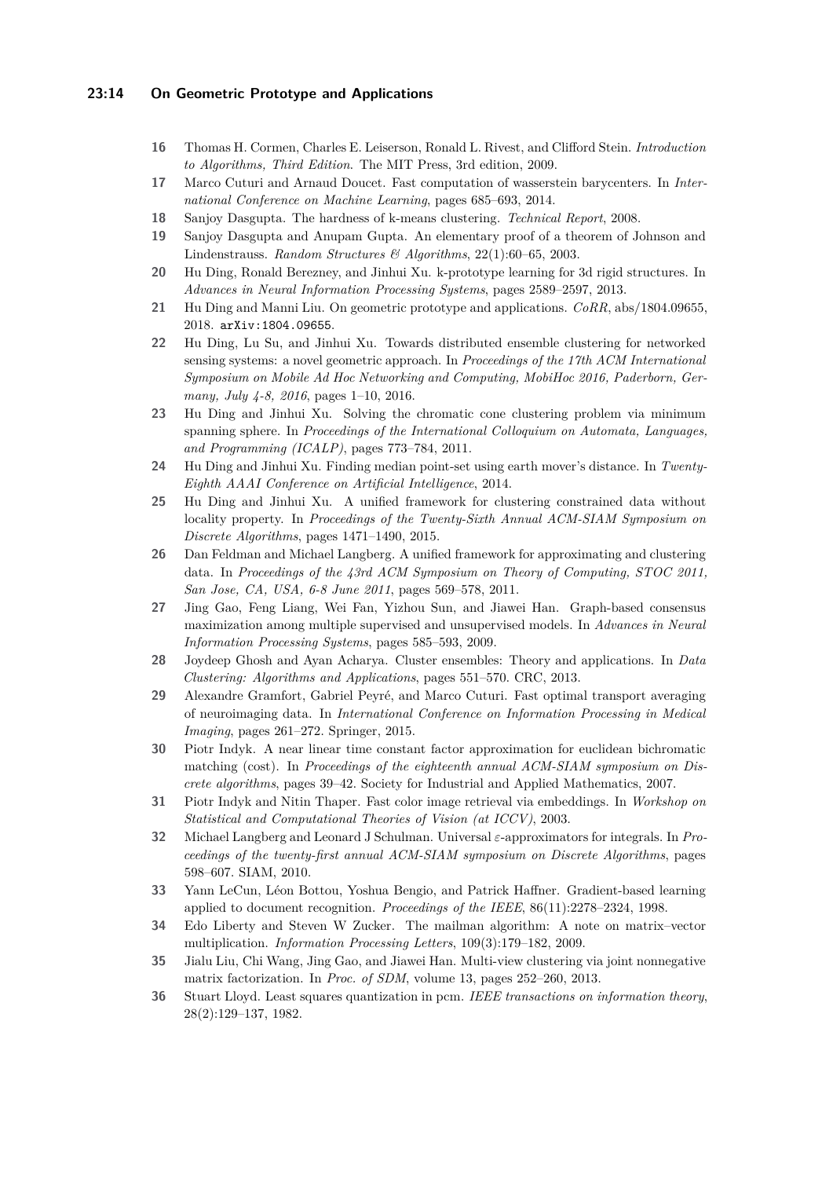16 Thomas H. Cormen, Charles E. Leiserson, Ronald L. Rivest, and Clifford Stein. *Introduction to Algorithms, Third Edition*. The MIT Press, 3rd edition, 2009.

17 Marco Cuturi and Arnaud Doucet. Fast computation of wasserstein barycenters. In *International Conference on Machine Learning*, pages 685–693, 2014.

18 Sanjoy Dasgupta. The hardness of k-means clustering. *Technical Report*, 2008.

19 Sanjoy Dasgupta and Anupam Gupta. An elementary proof of a theorem of Johnson and Lindenstrauss. *Random Structures & Algorithms*, 22(1):60–65, 2003.

20 Hu Ding, Ronald Berezney, and Jinhui Xu. k-prototype learning for 3d rigid structures. In *Advances in Neural Information Processing Systems*, pages 2589–2597, 2013.

21 Hu Ding and Manni Liu. On geometric prototype and applications. *CoRR*, abs/1804.09655, 2018. arXiv:1804.09655.

22 Hu Ding, Lu Su, and Jinhui Xu. Towards distributed ensemble clustering for networked sensing systems: a novel geometric approach. In *Proceedings of the 17th ACM International Symposium on Mobile Ad Hoc Networking and Computing, MobiHoc 2016, Paderborn, Germany, July 4-8, 2016*, pages 1–10, 2016.

23 Hu Ding and Jinhui Xu. Solving the chromatic cone clustering problem via minimum spanning sphere. In *Proceedings of the International Colloquium on Automata, Languages, and Programming (ICALP)*, pages 773–784, 2011.

24 Hu Ding and Jinhui Xu. Finding median point-set using earth mover's distance. In *Twenty-Eighth AAAI Conference on Artificial Intelligence*, 2014.

25 Hu Ding and Jinhui Xu. A unified framework for clustering constrained data without locality property. In *Proceedings of the Twenty-Sixth Annual ACM-SIAM Symposium on Discrete Algorithms*, pages 1471–1490, 2015.

26 Dan Feldman and Michael Langberg. A unified framework for approximating and clustering data. In *Proceedings of the 43rd ACM Symposium on Theory of Computing, STOC 2011, San Jose, CA, USA, 6-8 June 2011*, pages 569–578, 2011.

27 Jing Gao, Feng Liang, Wei Fan, Yizhou Sun, and Jiawei Han. Graph-based consensus maximization among multiple supervised and unsupervised models. In *Advances in Neural Information Processing Systems*, pages 585–593, 2009.

28 Joydeep Ghosh and Ayan Acharya. Cluster ensembles: Theory and applications. In *Data Clustering: Algorithms and Applications*, pages 551–570. CRC, 2013.

29 Alexandre Gramfort, Gabriel Peyré, and Marco Cuturi. Fast optimal transport averaging of neuroimaging data. In *International Conference on Information Processing in Medical Imaging*, pages 261–272. Springer, 2015.

30 Piotr Indyk. A near linear time constant factor approximation for euclidean bichromatic matching (cost). In *Proceedings of the eighteenth annual ACM-SIAM symposium on Discrete algorithms*, pages 39–42. Society for Industrial and Applied Mathematics, 2007.

31 Piotr Indyk and Nitin Thaper. Fast color image retrieval via embeddings. In *Workshop on Statistical and Computational Theories of Vision (at ICCV)*, 2003.

32 Michael Langberg and Leonard J Schulman. Universal $\varepsilon$-approximators for integrals. In *Proceedings of the twenty-first annual ACM-SIAM symposium on Discrete Algorithms*, pages 598–607. SIAM, 2010.

33 Yann LeCun, Léon Bottou, Yoshua Bengio, and Patrick Haffner. Gradient-based learning applied to document recognition. *Proceedings of the IEEE*, 86(11):2278–2324, 1998.

34 Edo Liberty and Steven W Zucker. The mailman algorithm: A note on matrix–vector multiplication. *Information Processing Letters*, 109(3):179–182, 2009.

35 Jialu Liu, Chi Wang, Jing Gao, and Jiawei Han. Multi-view clustering via joint nonnegative matrix factorization. In *Proc. of SDM*, volume 13, pages 252–260, 2013.

36 Stuart Lloyd. Least squares quantization in pcm. *IEEE transactions on information theory*, 28(2):129–137, 1982.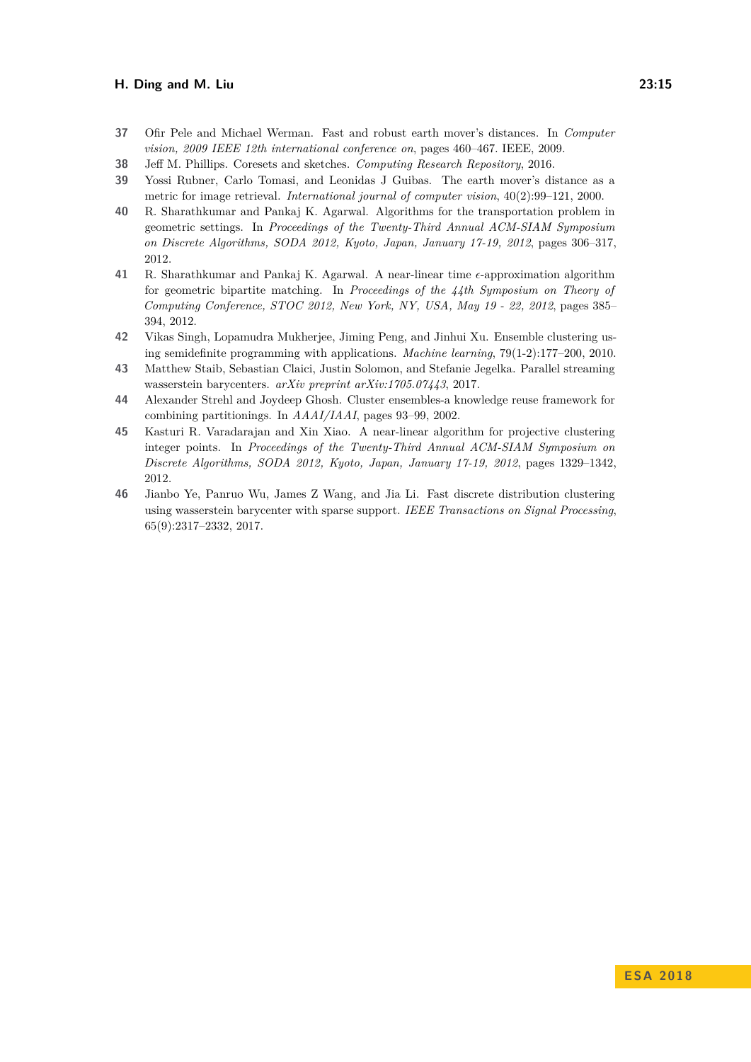37 Ofir Pele and Michael Werman. Fast and robust earth mover's distances. In *Computer vision, 2009 IEEE 12th international conference on*, pages 460–467. IEEE, 2009.

38 Jeff M. Phillips. Coresets and sketches. *Computing Research Repository*, 2016.

39 Yossi Rubner, Carlo Tomasi, and Leonidas J Guibas. The earth mover's distance as a metric for image retrieval. *International journal of computer vision*, 40(2):99–121, 2000.

40 R. Sharathkumar and Pankaj K. Agarwal. Algorithms for the transportation problem in geometric settings. In *Proceedings of the Twenty-Third Annual ACM-SIAM Symposium on Discrete Algorithms, SODA 2012, Kyoto, Japan, January 17-19, 2012*, pages 306–317, 2012.

41 R. Sharathkumar and Pankaj K. Agarwal. A near-linear time $\epsilon$-approximation algorithm for geometric bipartite matching. In *Proceedings of the 44th Symposium on Theory of Computing Conference, STOC 2012, New York, NY, USA, May 19 - 22, 2012*, pages 385–394, 2012.

42 Vikas Singh, Lopamudra Mukherjee, Jiming Peng, and Jinhui Xu. Ensemble clustering using semidefinite programming with applications. *Machine learning*, 79(1-2):177–200, 2010.

43 Matthew Staib, Sebastian Claici, Justin Solomon, and Stefanie Jegelka. Parallel streaming wasserstein barycenters. *arXiv preprint arXiv:1705.07443*, 2017.

44 Alexander Strehl and Joydeep Ghosh. Cluster ensembles-a knowledge reuse framework for combining partitionings. In *AAAI/IAAI*, pages 93–99, 2002.

45 Kasturi R. Varadarajan and Xin Xiao. A near-linear algorithm for projective clustering integer points. In *Proceedings of the Twenty-Third Annual ACM-SIAM Symposium on Discrete Algorithms, SODA 2012, Kyoto, Japan, January 17-19, 2012*, pages 1329–1342, 2012.

46 Jianbo Ye, Panruo Wu, James Z Wang, and Jia Li. Fast discrete distribution clustering using wasserstein barycenter with sparse support. *IEEE Transactions on Signal Processing*, 65(9):2317–2332, 2017.